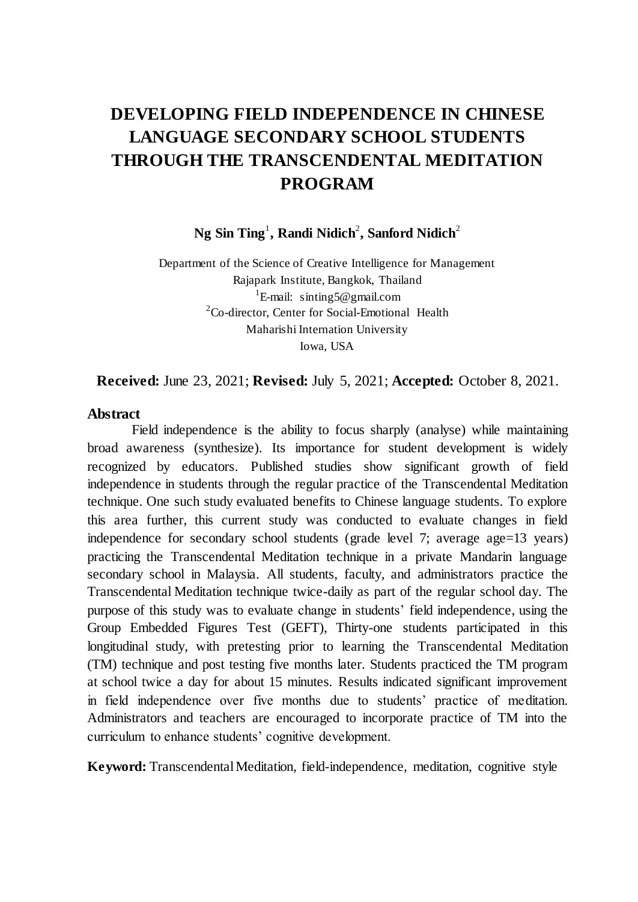# DEVELOPING FIELD INDEPENDENCE IN CHINESE LANGUAGE SECONDARY SCHOOL STUDENTS THROUGH THE TRANSCENDENTAL MEDITATION PROGRAM

**Ng Sin Ting[1], Randi Nidich[2], Sanford Nidich[2]**

Department of the Science of Creative Intelligence for Management
Rajapark Institute, Bangkok, Thailand
[1]E-mail: sinting5@gmail.com
[2]Co-director, Center for Social-Emotional Health
Maharishi Internation University
Iowa, USA

**Received:** June 23, 2021; **Revised:** July 5, 2021; **Accepted:** October 8, 2021.

## Abstract

Field independence is the ability to focus sharply (analyse) while maintaining broad awareness (synthesize). Its importance for student development is widely recognized by educators. Published studies show significant growth of field independence in students through the regular practice of the Transcendental Meditation technique. One such study evaluated benefits to Chinese language students. To explore this area further, this current study was conducted to evaluate changes in field independence for secondary school students (grade level 7; average age=13 years) practicing the Transcendental Meditation technique in a private Mandarin language secondary school in Malaysia. All students, faculty, and administrators practice the Transcendental Meditation technique twice-daily as part of the regular school day. The purpose of this study was to evaluate change in students' field independence, using the Group Embedded Figures Test (GEFT), Thirty-one students participated in this longitudinal study, with pretesting prior to learning the Transcendental Meditation (TM) technique and post testing five months later. Students practiced the TM program at school twice a day for about 15 minutes. Results indicated significant improvement in field independence over five months due to students' practice of meditation. Administrators and teachers are encouraged to incorporate practice of TM into the curriculum to enhance students' cognitive development.

**Keyword:** Transcendental Meditation, field-independence, meditation, cognitive style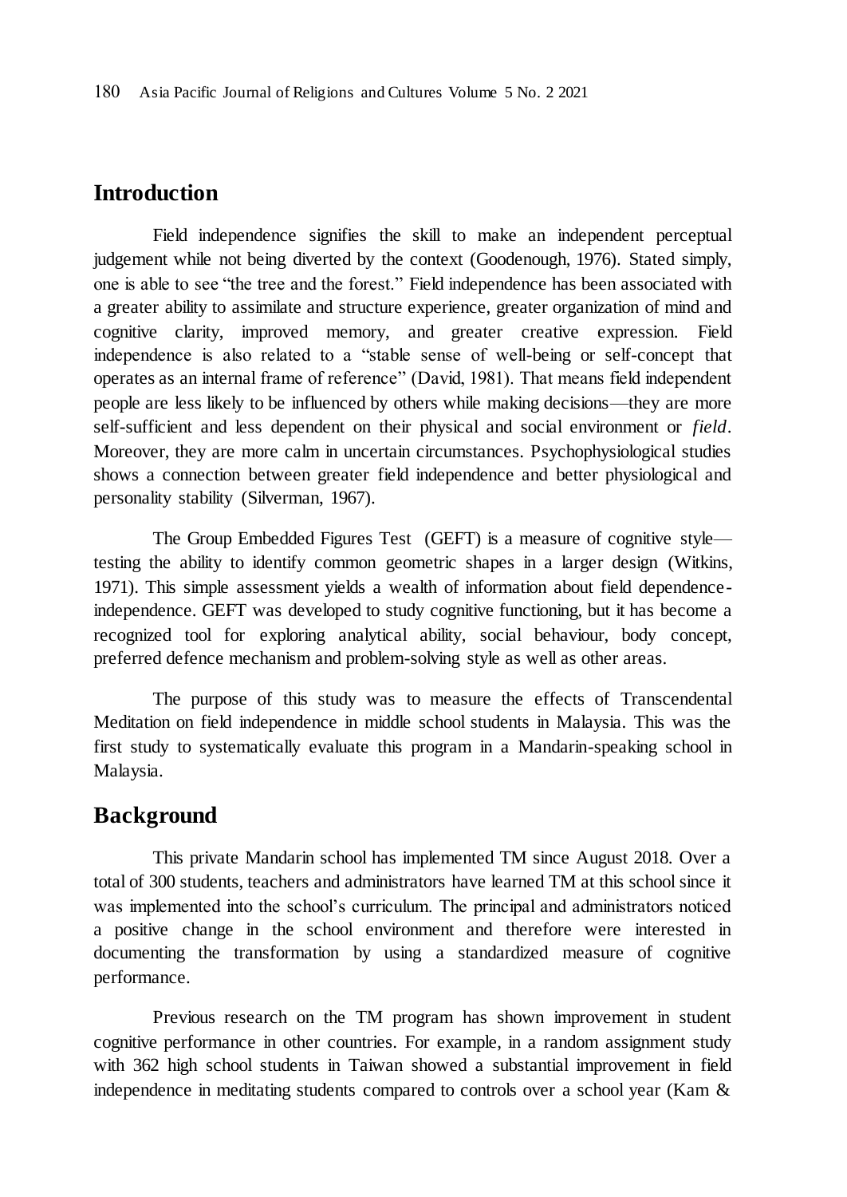## Introduction

Field independence signifies the skill to make an independent perceptual judgement while not being diverted by the context (Goodenough, 1976). Stated simply, one is able to see "the tree and the forest." Field independence has been associated with a greater ability to assimilate and structure experience, greater organization of mind and cognitive clarity, improved memory, and greater creative expression. Field independence is also related to a "stable sense of well-being or self-concept that operates as an internal frame of reference" (David, 1981). That means field independent people are less likely to be influenced by others while making decisions—they are more self-sufficient and less dependent on their physical and social environment or *field*. Moreover, they are more calm in uncertain circumstances. Psychophysiological studies shows a connection between greater field independence and better physiological and personality stability (Silverman, 1967).

The Group Embedded Figures Test (GEFT) is a measure of cognitive style—testing the ability to identify common geometric shapes in a larger design (Witkins, 1971). This simple assessment yields a wealth of information about field dependence-independence. GEFT was developed to study cognitive functioning, but it has become a recognized tool for exploring analytical ability, social behaviour, body concept, preferred defence mechanism and problem-solving style as well as other areas.

The purpose of this study was to measure the effects of Transcendental Meditation on field independence in middle school students in Malaysia. This was the first study to systematically evaluate this program in a Mandarin-speaking school in Malaysia.

## Background

This private Mandarin school has implemented TM since August 2018. Over a total of 300 students, teachers and administrators have learned TM at this school since it was implemented into the school's curriculum. The principal and administrators noticed a positive change in the school environment and therefore were interested in documenting the transformation by using a standardized measure of cognitive performance.

Previous research on the TM program has shown improvement in student cognitive performance in other countries. For example, in a random assignment study with 362 high school students in Taiwan showed a substantial improvement in field independence in meditating students compared to controls over a school year (Kam &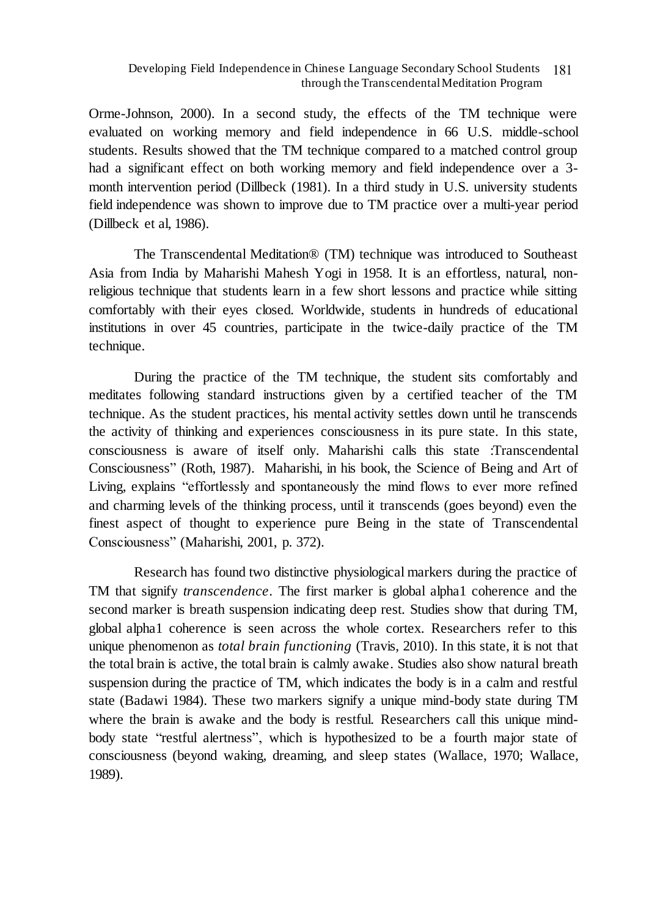Orme-Johnson, 2000). In a second study, the effects of the TM technique were evaluated on working memory and field independence in 66 U.S. middle-school students. Results showed that the TM technique compared to a matched control group had a significant effect on both working memory and field independence over a 3-month intervention period (Dillbeck (1981). In a third study in U.S. university students field independence was shown to improve due to TM practice over a multi-year period (Dillbeck et al, 1986).

The Transcendental Meditation® (TM) technique was introduced to Southeast Asia from India by Maharishi Mahesh Yogi in 1958. It is an effortless, natural, non-religious technique that students learn in a few short lessons and practice while sitting comfortably with their eyes closed. Worldwide, students in hundreds of educational institutions in over 45 countries, participate in the twice-daily practice of the TM technique.

During the practice of the TM technique, the student sits comfortably and meditates following standard instructions given by a certified teacher of the TM technique. As the student practices, his mental activity settles down until he transcends the activity of thinking and experiences consciousness in its pure state. In this state, consciousness is aware of itself only. Maharishi calls this state :Transcendental Consciousness" (Roth, 1987). Maharishi, in his book, the Science of Being and Art of Living, explains "effortlessly and spontaneously the mind flows to ever more refined and charming levels of the thinking process, until it transcends (goes beyond) even the finest aspect of thought to experience pure Being in the state of Transcendental Consciousness" (Maharishi, 2001, p. 372).

Research has found two distinctive physiological markers during the practice of TM that signify *transcendence*. The first marker is global alpha1 coherence and the second marker is breath suspension indicating deep rest. Studies show that during TM, global alpha1 coherence is seen across the whole cortex. Researchers refer to this unique phenomenon as *total brain functioning* (Travis, 2010). In this state, it is not that the total brain is active, the total brain is calmly awake. Studies also show natural breath suspension during the practice of TM, which indicates the body is in a calm and restful state (Badawi 1984). These two markers signify a unique mind-body state during TM where the brain is awake and the body is restful. Researchers call this unique mind-body state "restful alertness", which is hypothesized to be a fourth major state of consciousness (beyond waking, dreaming, and sleep states (Wallace, 1970; Wallace, 1989).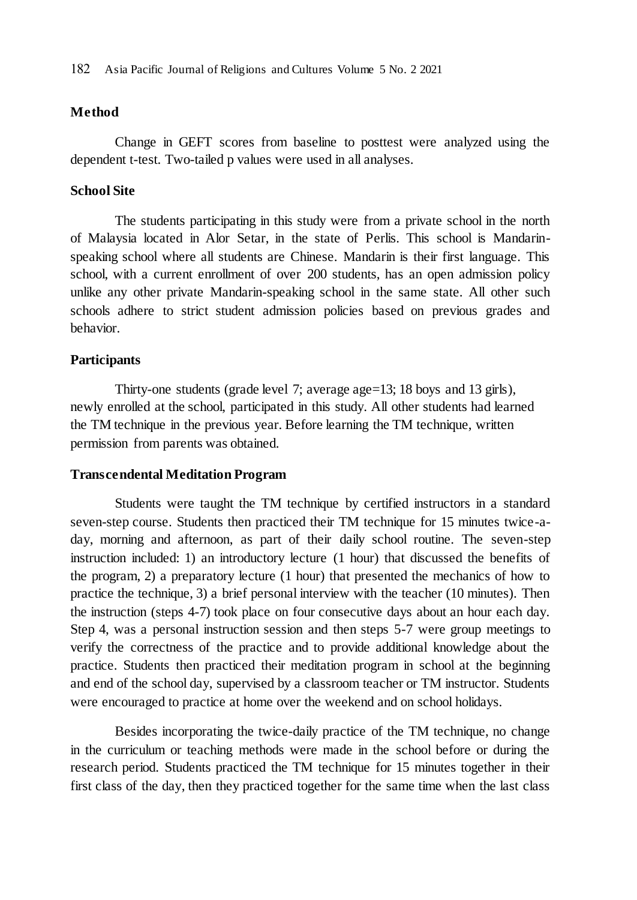**Method**

Change in GEFT scores from baseline to posttest were analyzed using the dependent t-test. Two-tailed p values were used in all analyses.

**School Site**

The students participating in this study were from a private school in the north of Malaysia located in Alor Setar, in the state of Perlis. This school is Mandarin-speaking school where all students are Chinese. Mandarin is their first language. This school, with a current enrollment of over 200 students, has an open admission policy unlike any other private Mandarin-speaking school in the same state. All other such schools adhere to strict student admission policies based on previous grades and behavior.

**Participants**

Thirty-one students (grade level 7; average age=13; 18 boys and 13 girls), newly enrolled at the school, participated in this study. All other students had learned the TM technique in the previous year. Before learning the TM technique, written permission from parents was obtained.

**Transcendental Meditation Program**

Students were taught the TM technique by certified instructors in a standard seven-step course. Students then practiced their TM technique for 15 minutes twice-a-day, morning and afternoon, as part of their daily school routine. The seven-step instruction included: 1) an introductory lecture (1 hour) that discussed the benefits of the program, 2) a preparatory lecture (1 hour) that presented the mechanics of how to practice the technique, 3) a brief personal interview with the teacher (10 minutes). Then the instruction (steps 4-7) took place on four consecutive days about an hour each day. Step 4, was a personal instruction session and then steps 5-7 were group meetings to verify the correctness of the practice and to provide additional knowledge about the practice. Students then practiced their meditation program in school at the beginning and end of the school day, supervised by a classroom teacher or TM instructor. Students were encouraged to practice at home over the weekend and on school holidays.

Besides incorporating the twice-daily practice of the TM technique, no change in the curriculum or teaching methods were made in the school before or during the research period. Students practiced the TM technique for 15 minutes together in their first class of the day, then they practiced together for the same time when the last class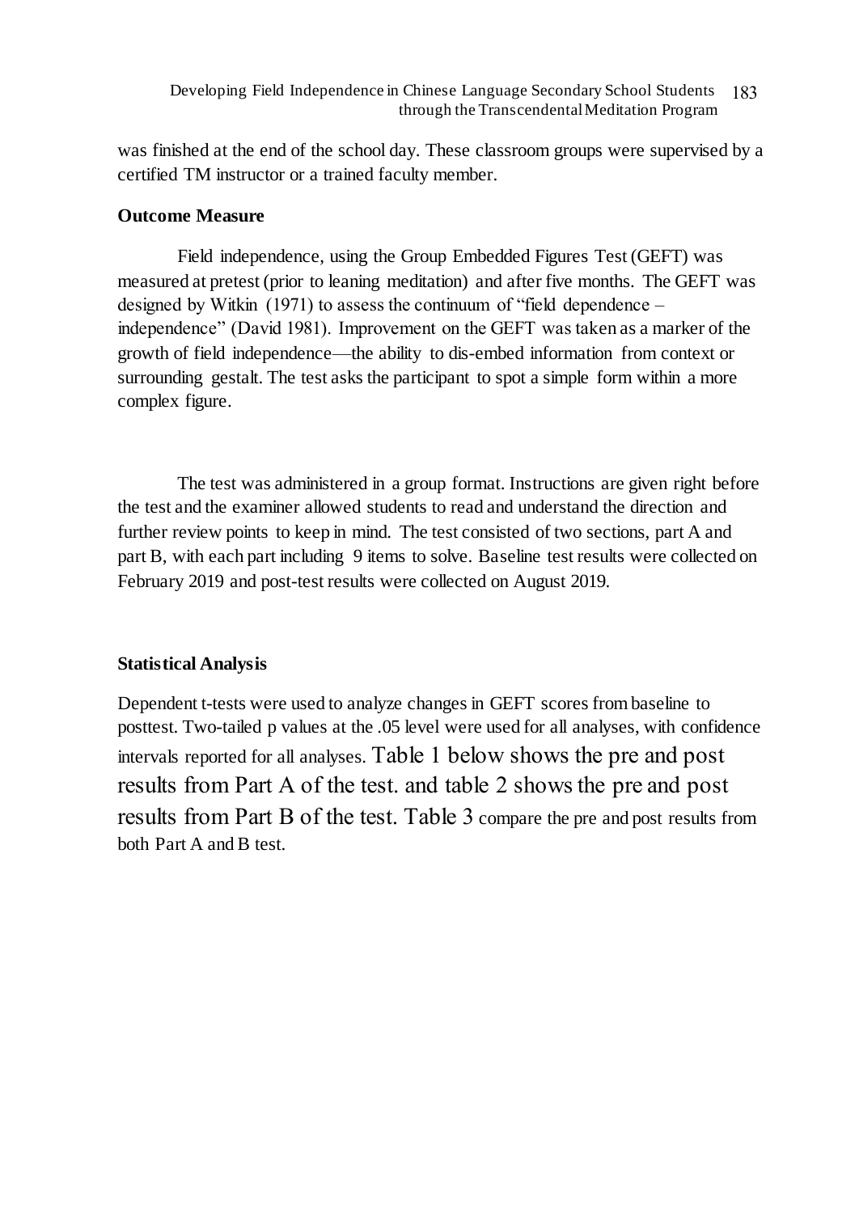was finished at the end of the school day. These classroom groups were supervised by a certified TM instructor or a trained faculty member.

### Outcome Measure

Field independence, using the Group Embedded Figures Test (GEFT) was measured at pretest (prior to leaning meditation) and after five months. The GEFT was designed by Witkin (1971) to assess the continuum of "field dependence – independence" (David 1981). Improvement on the GEFT was taken as a marker of the growth of field independence—the ability to dis-embed information from context or surrounding gestalt. The test asks the participant to spot a simple form within a more complex figure.

The test was administered in a group format. Instructions are given right before the test and the examiner allowed students to read and understand the direction and further review points to keep in mind. The test consisted of two sections, part A and part B, with each part including 9 items to solve. Baseline test results were collected on February 2019 and post-test results were collected on August 2019.

### Statistical Analysis

Dependent t-tests were used to analyze changes in GEFT scores from baseline to posttest. Two-tailed p values at the .05 level were used for all analyses, with confidence intervals reported for all analyses. Table 1 below shows the pre and post results from Part A of the test. and table 2 shows the pre and post results from Part B of the test. Table 3 compare the pre and post results from both Part A and B test.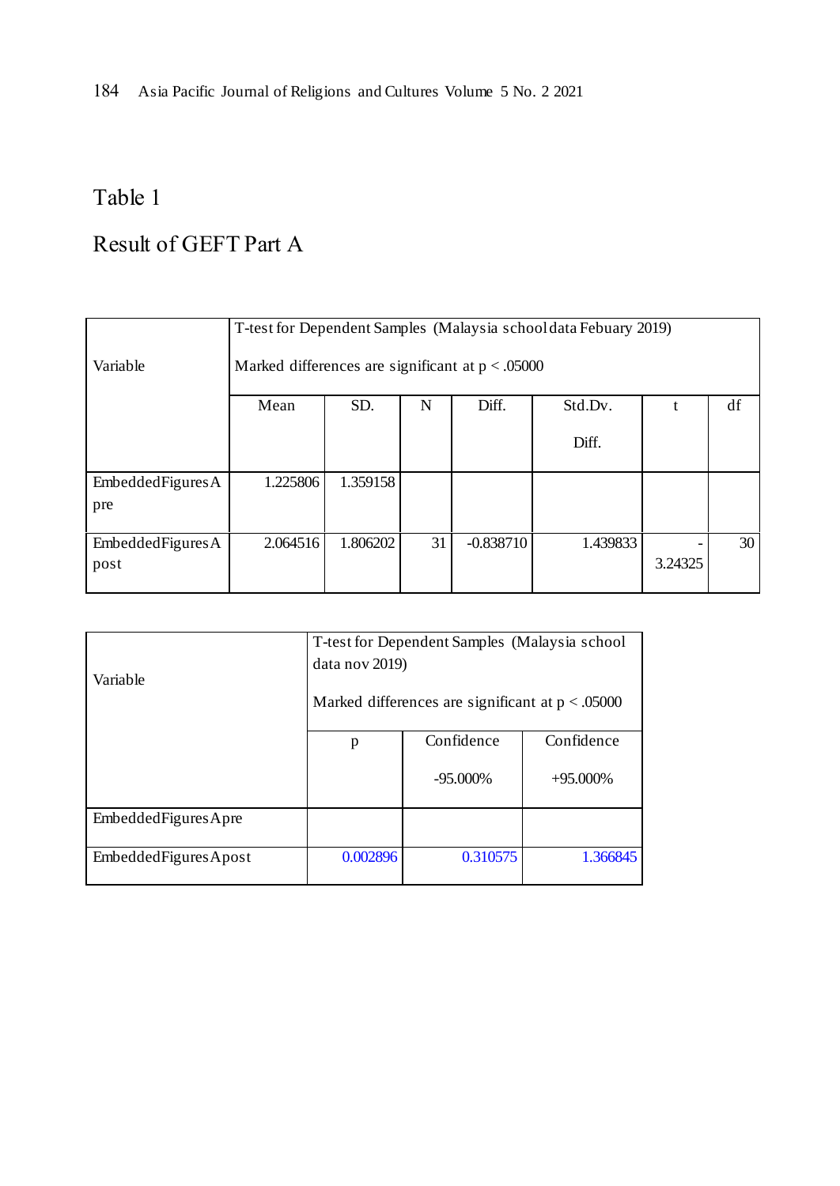Table 1

Result of GEFT Part A

| Variable | T-test for Dependent Samples (Malaysia school data Febuary 2019) Marked differences are significant at p < .05000 | | | | | | |
|---|---|---|---|---|---|---|---|
| | Mean | SD. | N | Diff. | Std.Dv. Diff. | t | df |
| EmbeddedFiguresA pre | 1.225806 | 1.359158 | | | | | |
| EmbeddedFiguresA post | 2.064516 | 1.806202 | 31 | -0.838710 | 1.439833 | -3.24325 | 30 |

| Variable | T-test for Dependent Samples (Malaysia school data nov 2019) Marked differences are significant at p < .05000 | | |
|---|---|---|---|
| | p | Confidence -95.000% | Confidence +95.000% |
| EmbeddedFiguresApre | | | |
| EmbeddedFiguresApost | 0.002896 | 0.310575 | 1.366845 |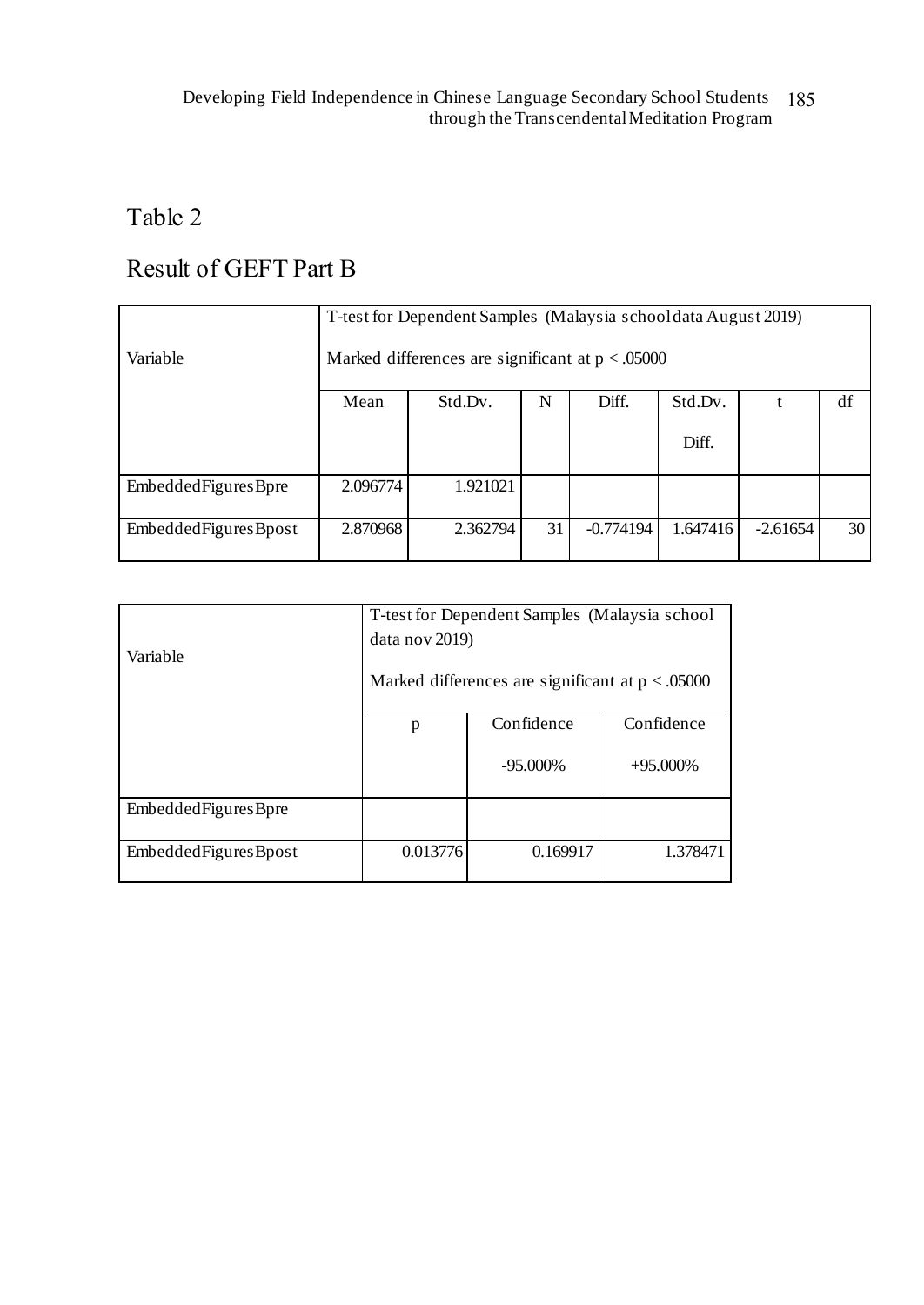Table 2

Result of GEFT Part B

| Variable | T-test for Dependent Samples (Malaysia school data August 2019) Marked differences are significant at p < .05000 | | | | | | |
|---|---|---|---|---|---|---|---|
| | Mean | Std.Dv. | N | Diff. | Std.Dv. Diff. | t | df |
| EmbeddedFiguresBpre | 2.096774 | 1.921021 | | | | | |
| EmbeddedFiguresBpost | 2.870968 | 2.362794 | 31 | -0.774194 | 1.647416 | -2.61654 | 30 |

| Variable | T-test for Dependent Samples (Malaysia school data nov 2019) Marked differences are significant at p < .05000 | | |
|---|---|---|---|
| | p | Confidence -95.000% | Confidence +95.000% |
| EmbeddedFiguresBpre | | | |
| EmbeddedFiguresBpost | 0.013776 | 0.169917 | 1.378471 |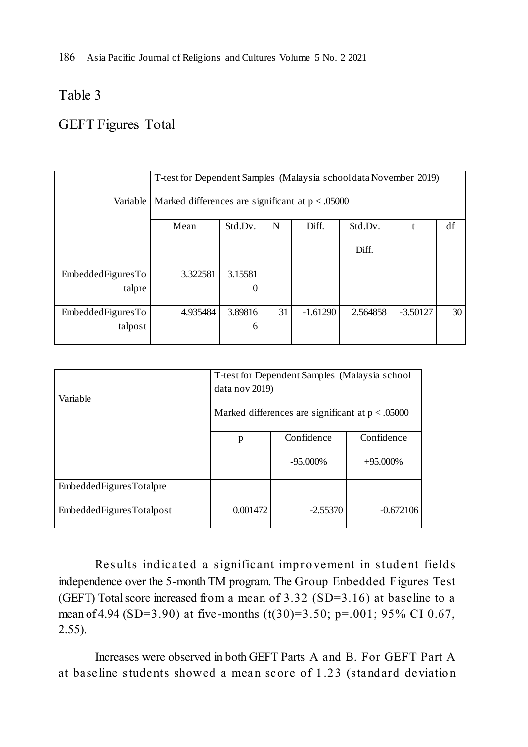Table 3

GEFT Figures Total

| Variable | T-test for Dependent Samples (Malaysia school data November 2019) Marked differences are significant at $p < .05000$ | | | | | | |
|---|---|---|---|---|---|---|---|
| | Mean | Std.Dv. | N | Diff. | Std.Dv. Diff. | t | df |
| EmbeddedFiguresTotalpre | 3.322581 | 3.155810 | | | | | |
| EmbeddedFiguresTotalpost | 4.935484 | 3.898166 | 31 | -1.61290 | 2.564858 | -3.50127 | 30 |

| Variable | T-test for Dependent Samples (Malaysia school data nov 2019) Marked differences are significant at $p < .05000$ | | |
|---|---|---|---|
| | p | Confidence -95.000% | Confidence +95.000% |
| EmbeddedFiguresTotalpre | | | |
| EmbeddedFiguresTotalpost | 0.001472 | -2.55370 | -0.672106 |

Results indicated a significant improvement in student fields independence over the 5-month TM program. The Group Enbedded Figures Test (GEFT) Total score increased from a mean of 3.32 (SD=3.16) at baseline to a mean of 4.94 (SD=3.90) at five-months ($t(30)=3.50$; $p=.001$; 95% CI 0.67, 2.55).

Increases were observed in both GEFT Parts A and B. For GEFT Part A at baseline students showed a mean score of 1.23 (standard deviation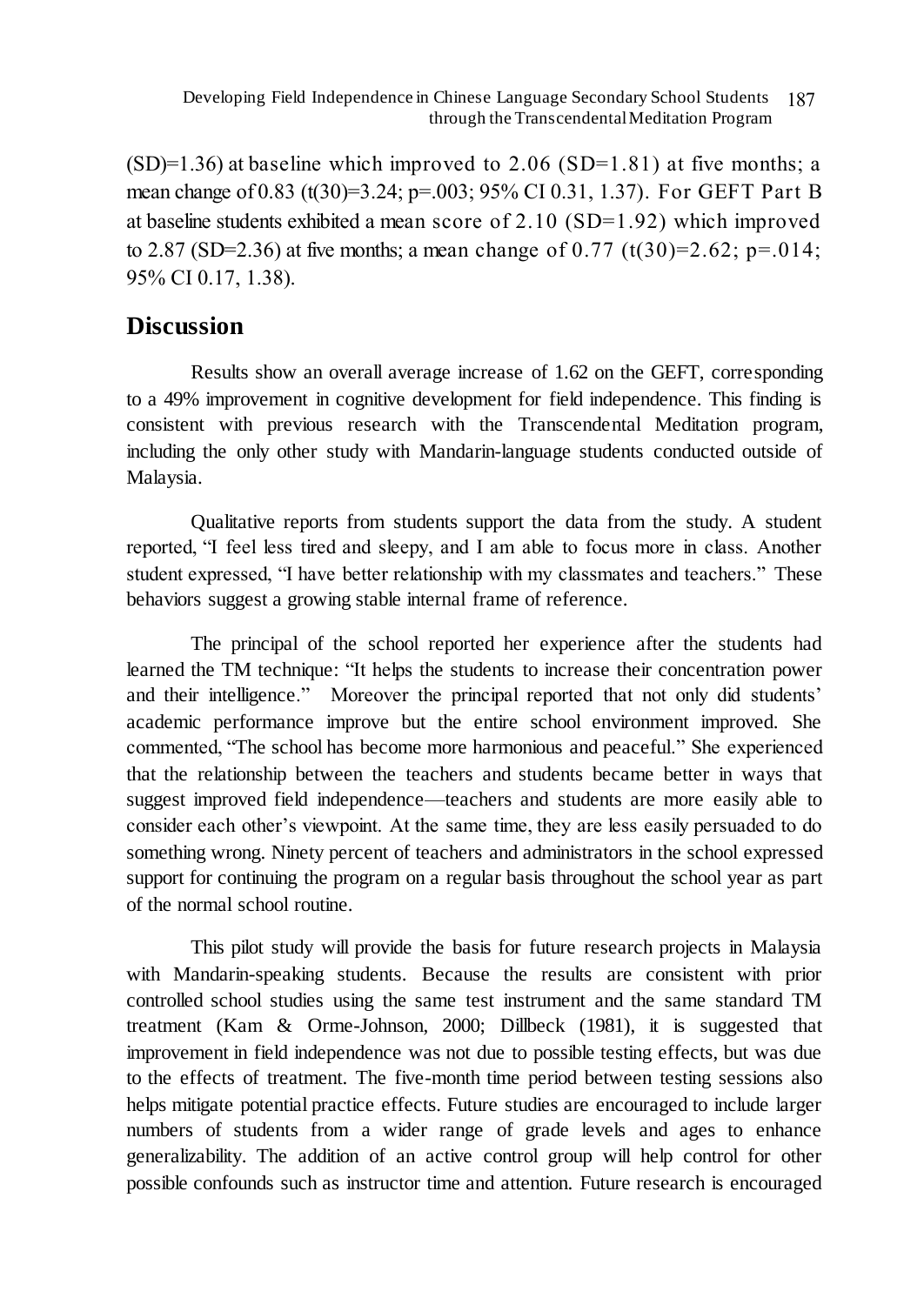(SD)=1.36) at baseline which improved to 2.06 (SD=1.81) at five months; a mean change of 0.83 ($t(30)=3.24$; $p=.003$; 95% CI 0.31, 1.37). For GEFT Part B at baseline students exhibited a mean score of 2.10 (SD=1.92) which improved to 2.87 (SD=2.36) at five months; a mean change of 0.77 ($t(30)=2.62$; $p=.014$; 95% CI 0.17, 1.38).

## Discussion

Results show an overall average increase of 1.62 on the GEFT, corresponding to a 49% improvement in cognitive development for field independence. This finding is consistent with previous research with the Transcendental Meditation program, including the only other study with Mandarin-language students conducted outside of Malaysia.

Qualitative reports from students support the data from the study. A student reported, "I feel less tired and sleepy, and I am able to focus more in class. Another student expressed, "I have better relationship with my classmates and teachers." These behaviors suggest a growing stable internal frame of reference.

The principal of the school reported her experience after the students had learned the TM technique: "It helps the students to increase their concentration power and their intelligence." Moreover the principal reported that not only did students' academic performance improve but the entire school environment improved. She commented, "The school has become more harmonious and peaceful." She experienced that the relationship between the teachers and students became better in ways that suggest improved field independence—teachers and students are more easily able to consider each other's viewpoint. At the same time, they are less easily persuaded to do something wrong. Ninety percent of teachers and administrators in the school expressed support for continuing the program on a regular basis throughout the school year as part of the normal school routine.

This pilot study will provide the basis for future research projects in Malaysia with Mandarin-speaking students. Because the results are consistent with prior controlled school studies using the same test instrument and the same standard TM treatment (Kam & Orme-Johnson, 2000; Dillbeck (1981), it is suggested that improvement in field independence was not due to possible testing effects, but was due to the effects of treatment. The five-month time period between testing sessions also helps mitigate potential practice effects. Future studies are encouraged to include larger numbers of students from a wider range of grade levels and ages to enhance generalizability. The addition of an active control group will help control for other possible confounds such as instructor time and attention. Future research is encouraged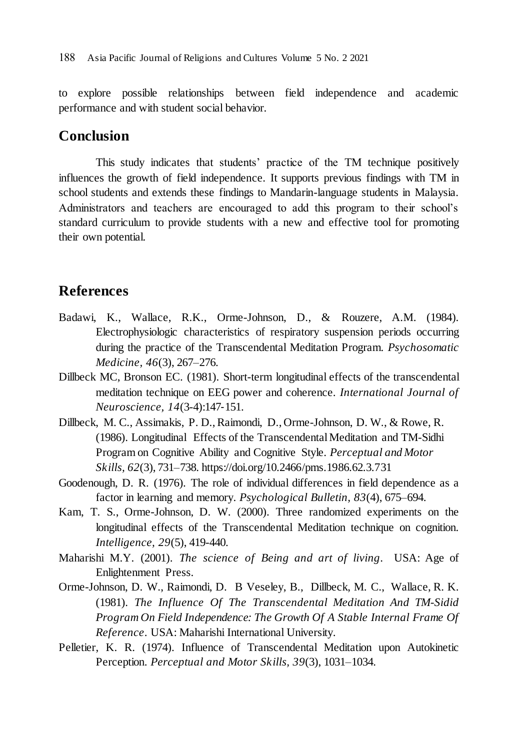to explore possible relationships between field independence and academic performance and with student social behavior.

## Conclusion

This study indicates that students' practice of the TM technique positively influences the growth of field independence. It supports previous findings with TM in school students and extends these findings to Mandarin-language students in Malaysia. Administrators and teachers are encouraged to add this program to their school's standard curriculum to provide students with a new and effective tool for promoting their own potential.

## References

Badawi, K., Wallace, R.K., Orme-Johnson, D., & Rouzere, A.M. (1984). Electrophysiologic characteristics of respiratory suspension periods occurring during the practice of the Transcendental Meditation Program. *Psychosomatic Medicine, 46*(3), 267–276.

Dillbeck MC, Bronson EC. (1981). Short-term longitudinal effects of the transcendental meditation technique on EEG power and coherence. *International Journal of Neuroscience, 14*(3-4):147-151.

Dillbeck, M. C., Assimakis, P. D., Raimondi, D., Orme-Johnson, D. W., & Rowe, R. (1986). Longitudinal Effects of the Transcendental Meditation and TM-Sidhi Program on Cognitive Ability and Cognitive Style. *Perceptual and Motor Skills, 62*(3), 731–738. https://doi.org/10.2466/pms.1986.62.3.731

Goodenough, D. R. (1976). The role of individual differences in field dependence as a factor in learning and memory. *Psychological Bulletin, 83*(4), 675–694.

Kam, T. S., Orme-Johnson, D. W. (2000). Three randomized experiments on the longitudinal effects of the Transcendental Meditation technique on cognition. *Intelligence, 29*(5), 419-440.

Maharishi M.Y. (2001). *The science of Being and art of living*. USA: Age of Enlightenment Press.

Orme-Johnson, D. W., Raimondi, D. B Veseley, B., Dillbeck, M. C., Wallace, R. K. (1981). *The Influence Of The Transcendental Meditation And TM-Sidid Program On Field Independence: The Growth Of A Stable Internal Frame Of Reference*. USA: Maharishi International University.

Pelletier, K. R. (1974). Influence of Transcendental Meditation upon Autokinetic Perception. *Perceptual and Motor Skills, 39*(3), 1031–1034.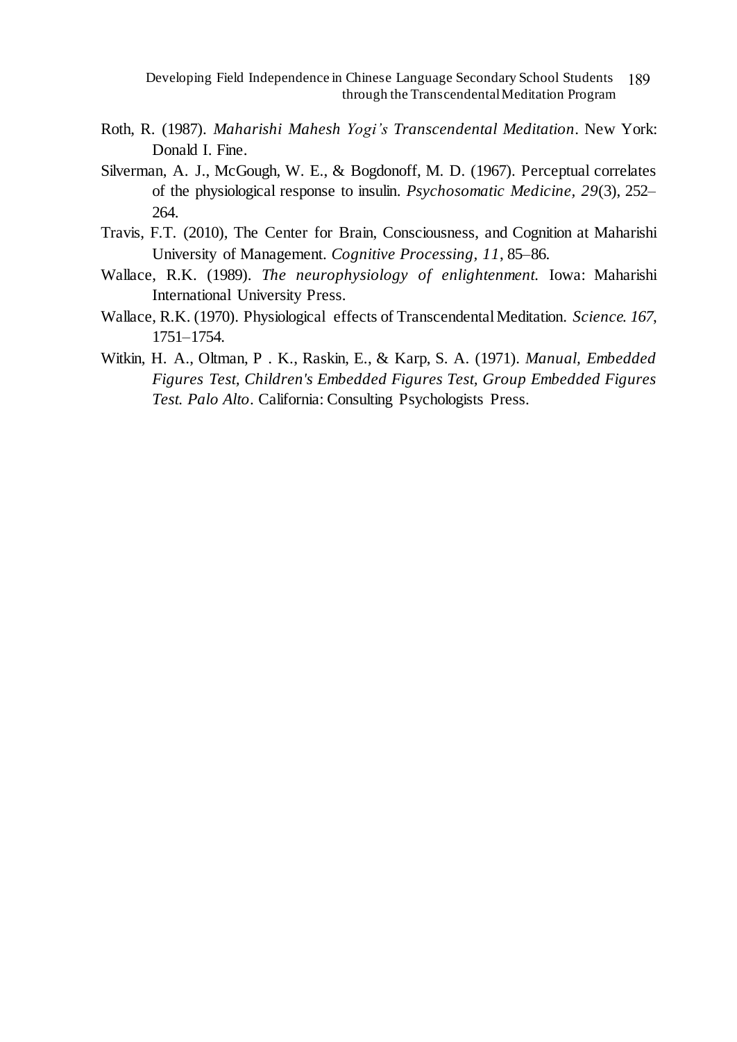Roth, R. (1987). *Maharishi Mahesh Yogi's Transcendental Meditation*. New York: Donald I. Fine.

Silverman, A. J., McGough, W. E., & Bogdonoff, M. D. (1967). Perceptual correlates of the physiological response to insulin. *Psychosomatic Medicine, 29*(3), 252–264.

Travis, F.T. (2010), The Center for Brain, Consciousness, and Cognition at Maharishi University of Management. *Cognitive Processing, 11*, 85–86.

Wallace, R.K. (1989). *The neurophysiology of enlightenment.* Iowa: Maharishi International University Press.

Wallace, R.K. (1970). Physiological effects of Transcendental Meditation. *Science. 167*, 1751–1754.

Witkin, H. A., Oltman, P . K., Raskin, E., & Karp, S. A. (1971). *Manual, Embedded Figures Test, Children's Embedded Figures Test, Group Embedded Figures Test. Palo Alto*. California: Consulting Psychologists Press.